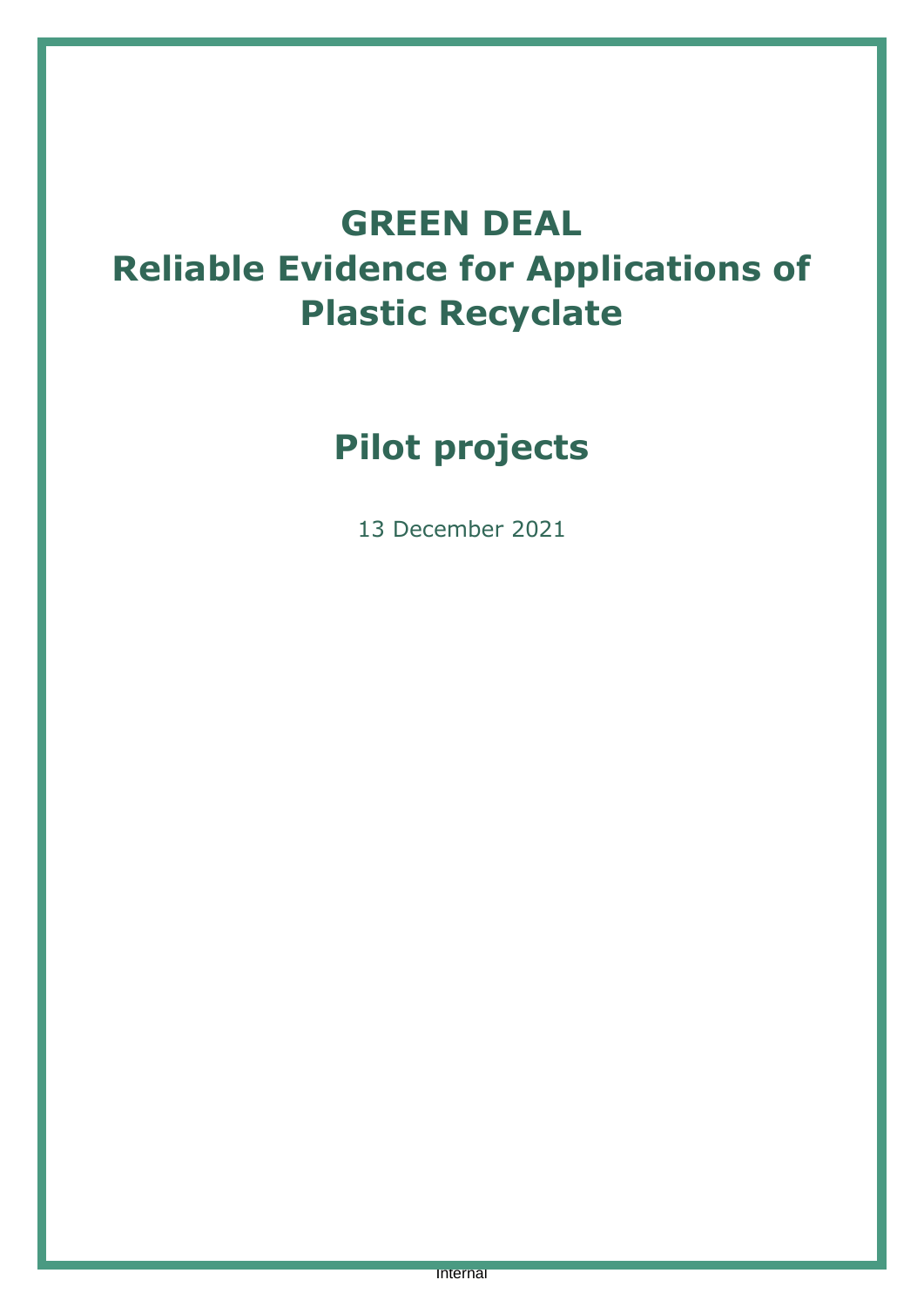# GREEN DEAL
# Reliable Evidence for Applications of Plastic Recyclate

## Pilot projects

13 December 2021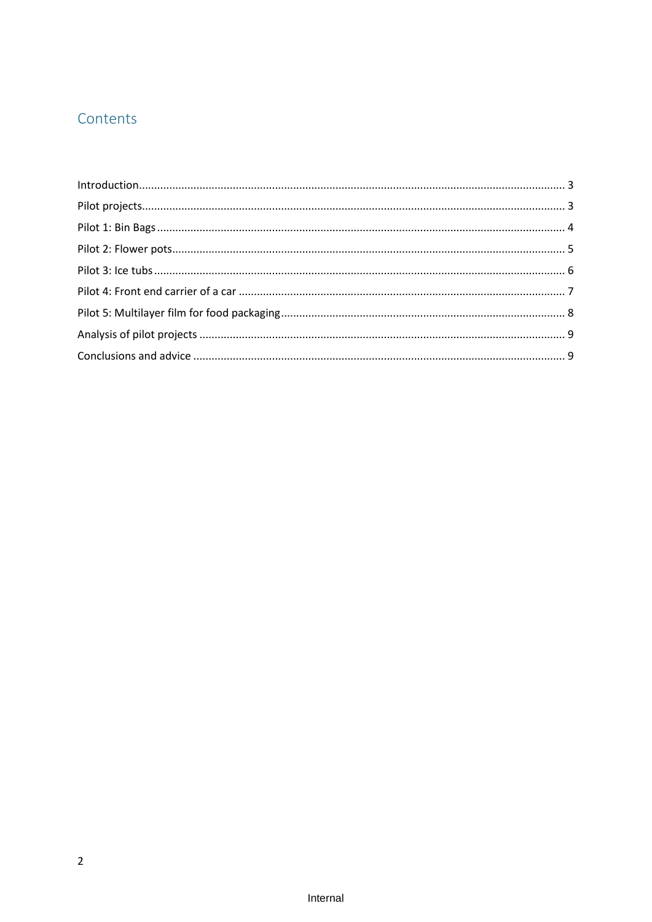# Contents

Introduction ........................................................................................................................................ 3

Pilot projects........................................................................................................................................ 3

Pilot 1: Bin Bags .................................................................................................................................. 4

Pilot 2: Flower pots.............................................................................................................................. 5

Pilot 3: Ice tubs .................................................................................................................................... 6

Pilot 4: Front end carrier of a car ......................................................................................................... 7

Pilot 5: Multilayer film for food packaging ........................................................................................... 8

Analysis of pilot projects ...................................................................................................................... 9

Conclusions and advice ........................................................................................................................ 9

Internal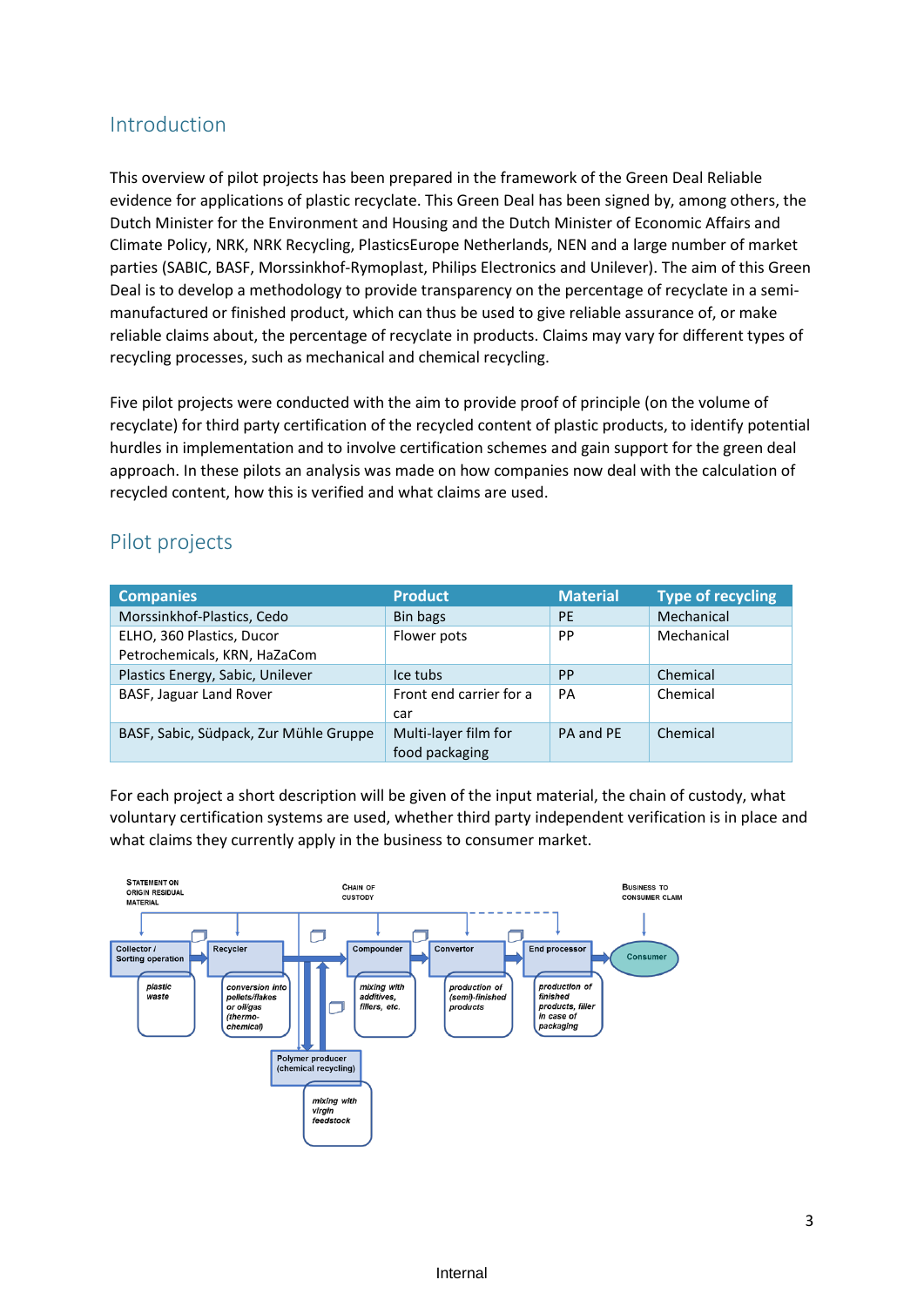## Introduction

This overview of pilot projects has been prepared in the framework of the Green Deal Reliable evidence for applications of plastic recyclate. This Green Deal has been signed by, among others, the Dutch Minister for the Environment and Housing and the Dutch Minister of Economic Affairs and Climate Policy, NRK, NRK Recycling, PlasticsEurope Netherlands, NEN and a large number of market parties (SABIC, BASF, Morssinkhof-Rymoplast, Philips Electronics and Unilever). The aim of this Green Deal is to develop a methodology to provide transparency on the percentage of recyclate in a semi-manufactured or finished product, which can thus be used to give reliable assurance of, or make reliable claims about, the percentage of recyclate in products. Claims may vary for different types of recycling processes, such as mechanical and chemical recycling.

Five pilot projects were conducted with the aim to provide proof of principle (on the volume of recyclate) for third party certification of the recycled content of plastic products, to identify potential hurdles in implementation and to involve certification schemes and gain support for the green deal approach. In these pilots an analysis was made on how companies now deal with the calculation of recycled content, how this is verified and what claims are used.

## Pilot projects

| Companies | Product | Material | Type of recycling |
|---|---|---|---|
| Morssinkhof-Plastics, Cedo | Bin bags | PE | Mechanical |
| ELHO, 360 Plastics, Ducor Petrochemicals, KRN, HaZaCom | Flower pots | PP | Mechanical |
| Plastics Energy, Sabic, Unilever | Ice tubs | PP | Chemical |
| BASF, Jaguar Land Rover | Front end carrier for a car | PA | Chemical |
| BASF, Sabic, Südpack, Zur Mühle Gruppe | Multi-layer film for food packaging | PA and PE | Chemical |

For each project a short description will be given of the input material, the chain of custody, what voluntary certification systems are used, whether third party independent verification is in place and what claims they currently apply in the business to consumer market.

Statement on origin residual material — Chain of custody — Business to consumer claim

- Collector / Sorting operation: *plastic waste*
- Recycler: *conversion into pellets/flakes or oil/gas (thermo-chemical)*
- Polymer producer (chemical recycling): *mixing with virgin feedstock*
- Compounder: *mixing with additives, fillers, etc.*
- Convertor: *production of (semi)-finished products*
- End processor: *production of finished products, filler in case of packaging*
- Consumer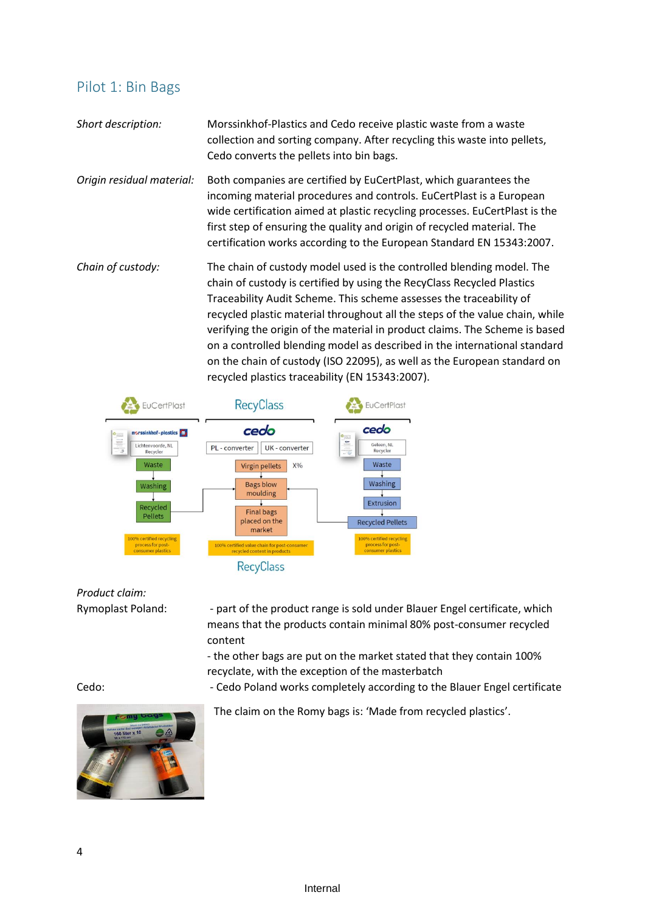## Pilot 1: Bin Bags

*Short description:* Morssinkhof-Plastics and Cedo receive plastic waste from a waste collection and sorting company. After recycling this waste into pellets, Cedo converts the pellets into bin bags.

*Origin residual material:* Both companies are certified by EuCertPlast, which guarantees the incoming material procedures and controls. EuCertPlast is a European wide certification aimed at plastic recycling processes. EuCertPlast is the first step of ensuring the quality and origin of recycled material. The certification works according to the European Standard EN 15343:2007.

*Chain of custody:* The chain of custody model used is the controlled blending model. The chain of custody is certified by using the RecyClass Recycled Plastics Traceability Audit Scheme. This scheme assesses the traceability of recycled plastic material throughout all the steps of the value chain, while verifying the origin of the material in product claims. The Scheme is based on a controlled blending model as described in the international standard on the chain of custody (ISO 22095), as well as the European standard on recycled plastics traceability (EN 15343:2007).

*Product claim:*

Rymoplast Poland:
- part of the product range is sold under Blauer Engel certificate, which means that the products contain minimal 80% post-consumer recycled content
- the other bags are put on the market stated that they contain 100% recycTate, with the exception of the masterbatch

Cedo:
- Cedo Poland works completely according to the Blauer Engel certificate

The claim on the Romy bags is: 'Made from recycled plastics'.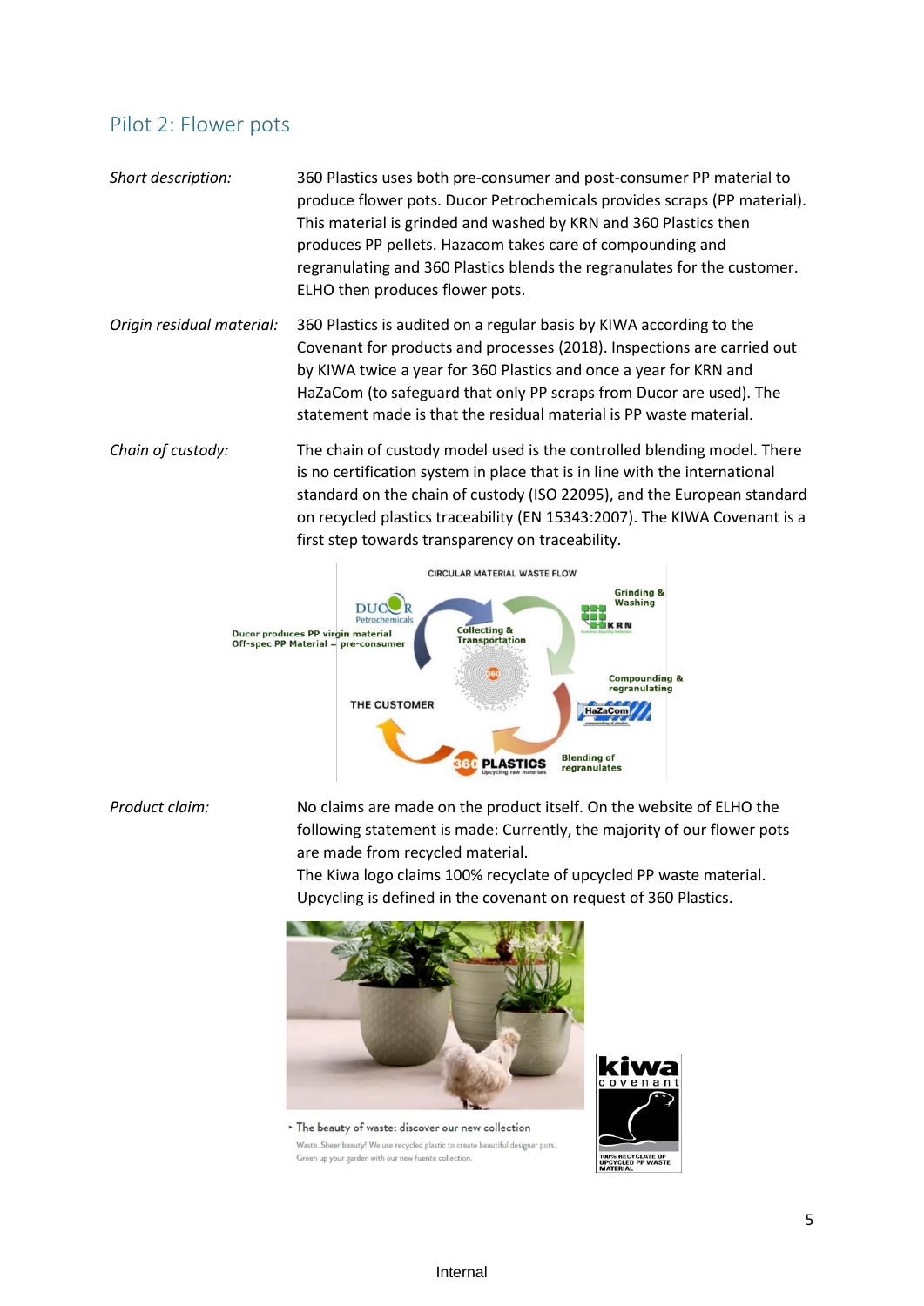## Pilot 2: Flower pots

*Short description:* 360 Plastics uses both pre-consumer and post-consumer PP material to produce flower pots. Ducor Petrochemicals provides scraps (PP material). This material is grinded and washed by KRN and 360 Plastics then produces PP pellets. Hazacom takes care of compounding and regranulating and 360 Plastics blends the regranulates for the customer. ELHO then produces flower pots.

*Origin residual material:* 360 Plastics is audited on a regular basis by KIWA according to the Covenant for products and processes (2018). Inspections are carried out by KIWA twice a year for 360 Plastics and once a year for KRN and HaZaCom (to safeguard that only PP scraps from Ducor are used). The statement made is that the residual material is PP waste material.

*Chain of custody:* The chain of custody model used is the controlled blending model. There is no certification system in place that is in line with the international standard on the chain of custody (ISO 22095), and the European standard on recycled plastics traceability (EN 15343:2007). The KIWA Covenant is a first step towards transparency on traceability.

*Product claim:* No claims are made on the product itself. On the website of ELHO the following statement is made: Currently, the majority of our flower pots are made from recycled material.
The Kiwa logo claims 100% recyclate of upcycled PP waste material. Upcycling is defined in the covenant on request of 360 Plastics.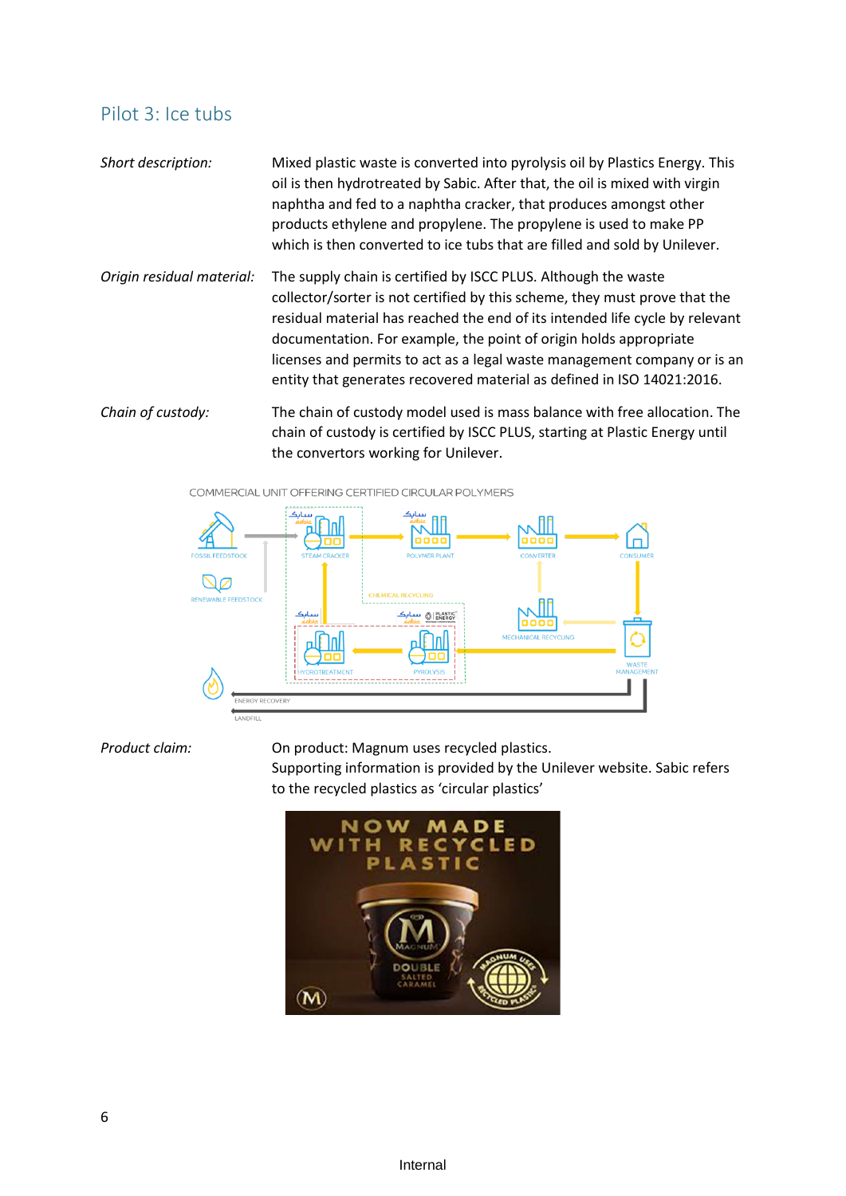## Pilot 3: Ice tubs

*Short description:* Mixed plastic waste is converted into pyrolysis oil by Plastics Energy. This oil is then hydrotreated by Sabic. After that, the oil is mixed with virgin naphtha and fed to a naphtha cracker, that produces amongst other products ethylene and propylene. The propylene is used to make PP which is then converted to ice tubs that are filled and sold by Unilever.

*Origin residual material:* The supply chain is certified by ISCC PLUS. Although the waste collector/sorter is not certified by this scheme, they must prove that the residual material has reached the end of its intended life cycle by relevant documentation. For example, the point of origin holds appropriate licenses and permits to act as a legal waste management company or is an entity that generates recovered material as defined in ISO 14021:2016.

*Chain of custody:* The chain of custody model used is mass balance with free allocation. The chain of custody is certified by ISCC PLUS, starting at Plastic Energy until the convertors working for Unilever.

COMMERCIAL UNIT OFFERING CERTIFIED CIRCULAR POLYMERS

FOSSIL FEEDSTOCK, RENEWABLE FEEDSTOCK, STEAM CRACKER, POLYMER PLANT, CONVERTER, CONSUMER, CHEMICAL RECYCLING, MECHANICAL RECYCLING, HYDROTREATMENT, PYROLYSIS, WASTE MANAGEMENT, ENERGY RECOVERY, LANDFILL

*Product claim:* On product: Magnum uses recycled plastics.
Supporting information is provided by the Unilever website. Sabic refers to the recycled plastics as 'circular plastics'

NOW MADE WITH RECYCLED PLASTIC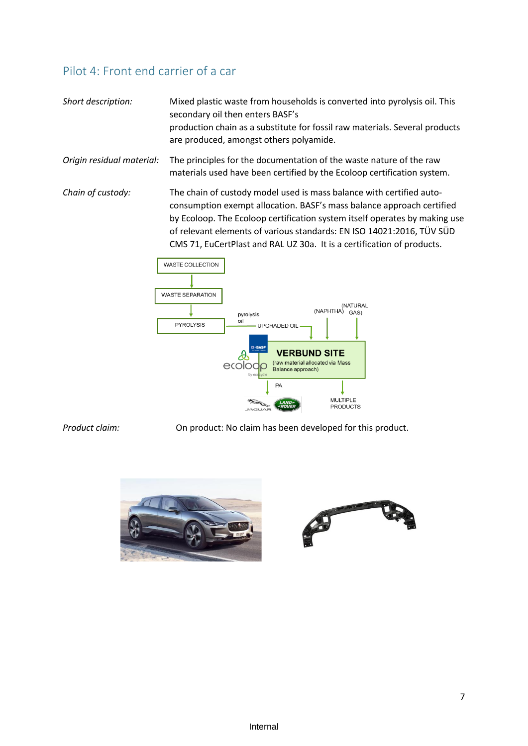## Pilot 4: Front end carrier of a car

*Short description:* Mixed plastic waste from households is converted into pyrolysis oil. This secondary oil then enters BASF's production chain as a substitute for fossil raw materials. Several products are produced, amongst others polyamide.

*Origin residual material:* The principles for the documentation of the waste nature of the raw materials used have been certified by the Ecoloop certification system.

*Chain of custody:* The chain of custody model used is mass balance with certified auto-consumption exempt allocation. BASF's mass balance approach certified by Ecoloop. The Ecoloop certification system itself operates by making use of relevant elements of various standards: EN ISO 14021:2016, TÜV SÜD CMS 71, EuCertPlast and RAL UZ 30a. It is a certification of products.

*Product claim:* On product: No claim has been developed for this product.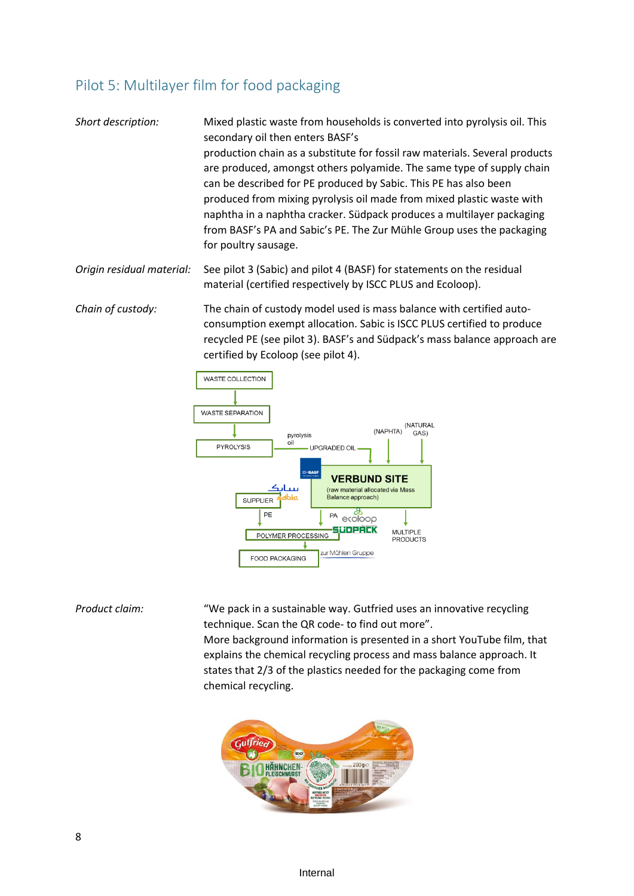## Pilot 5: Multilayer film for food packaging

| | |
|---|---|
| *Short description:* | Mixed plastic waste from households is converted into pyrolysis oil. This secondary oil then enters BASF's production chain as a substitute for fossil raw materials. Several products are produced, amongst others polyamide. The same type of supply chain can be described for PE produced by Sabic. This PE has also been produced from mixing pyrolysis oil made from mixed plastic waste with naphtha in a naphtha cracker. Südpack produces a multilayer packaging from BASF's PA and Sabic's PE. The Zur Mühle Group uses the packaging for poultry sausage. |
| *Origin residual material:* | See pilot 3 (Sabic) and pilot 4 (BASF) for statements on the residual material (certified respectively by ISCC PLUS and Ecoloop). |
| *Chain of custody:* | The chain of custody model used is mass balance with certified auto-consumption exempt allocation. Sabic is ISCC PLUS certified to produce recycled PE (see pilot 3). BASF's and Südpack's mass balance approach are certified by Ecoloop (see pilot 4). |

WASTE COLLECTION → WASTE SEPARATION → PYROLYSIS → pyrolysis oil → UPGRADED OIL → VERBUND SITE (raw material allocated via Mass Balance approach) ← (NAPHTA), (NATURAL GAS)

VERBUND SITE → PA → POLYMER PROCESSING; VERBUND SITE → MULTIPLE PRODUCTS

SUPPLIER (Sabic) → PE → POLYMER PROCESSING (Südpack, ecoloop) → FOOD PACKAGING (zur Mühlen Gruppe)

| | |
|---|---|
| *Product claim:* | "We pack in a sustainable way. Gutfried uses an innovative recycling technique. Scan the QR code- to find out more". More background information is presented in a short YouTube film, that explains the chemical recycling process and mass balance approach. It states that 2/3 of the plastics needed for the packaging come from chemical recycling. |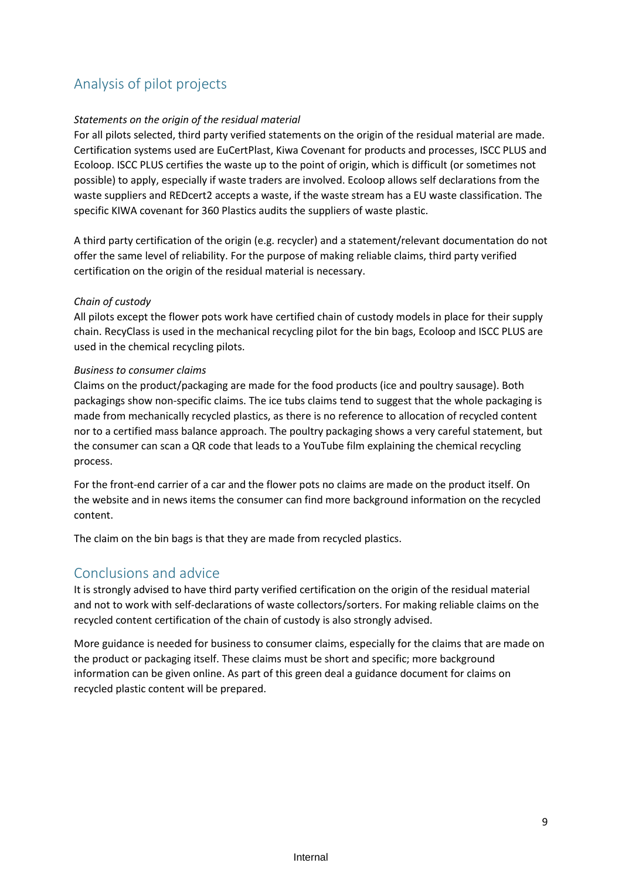## Analysis of pilot projects

*Statements on the origin of the residual material*

For all pilots selected, third party verified statements on the origin of the residual material are made. Certification systems used are EuCertPlast, Kiwa Covenant for products and processes, ISCC PLUS and Ecoloop. ISCC PLUS certifies the waste up to the point of origin, which is difficult (or sometimes not possible) to apply, especially if waste traders are involved. Ecoloop allows self declarations from the waste suppliers and REDcert2 accepts a waste, if the waste stream has a EU waste classification. The specific KIWA covenant for 360 Plastics audits the suppliers of waste plastic.

A third party certification of the origin (e.g. recycler) and a statement/relevant documentation do not offer the same level of reliability. For the purpose of making reliable claims, third party verified certification on the origin of the residual material is necessary.

*Chain of custody*

All pilots except the flower pots work have certified chain of custody models in place for their supply chain. RecyClass is used in the mechanical recycling pilot for the bin bags, Ecoloop and ISCC PLUS are used in the chemical recycling pilots.

*Business to consumer claims*

Claims on the product/packaging are made for the food products (ice and poultry sausage). Both packagings show non-specific claims. The ice tubs claims tend to suggest that the whole packaging is made from mechanically recycled plastics, as there is no reference to allocation of recycled content nor to a certified mass balance approach. The poultry packaging shows a very careful statement, but the consumer can scan a QR code that leads to a YouTube film explaining the chemical recycling process.

For the front-end carrier of a car and the flower pots no claims are made on the product itself. On the website and in news items the consumer can find more background information on the recycled content.

The claim on the bin bags is that they are made from recycled plastics.

## Conclusions and advice

It is strongly advised to have third party verified certification on the origin of the residual material and not to work with self-declarations of waste collectors/sorters. For making reliable claims on the recycled content certification of the chain of custody is also strongly advised.

More guidance is needed for business to consumer claims, especially for the claims that are made on the product or packaging itself. These claims must be short and specific; more background information can be given online. As part of this green deal a guidance document for claims on recycled plastic content will be prepared.